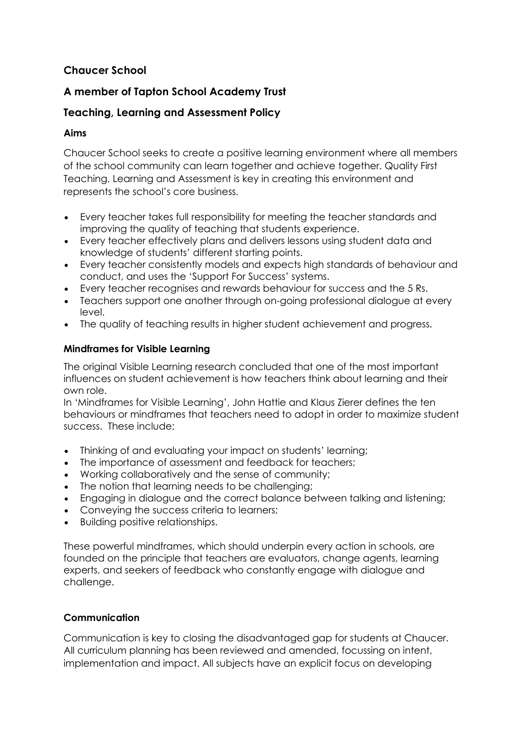## Chaucer School

## A member of Tapton School Academy Trust

## Teaching, Learning and Assessment Policy

### Aims

Chaucer School seeks to create a positive learning environment where all members of the school community can learn together and achieve together. Quality First Teaching, Learning and Assessment is key in creating this environment and represents the school's core business.

- Every teacher takes full responsibility for meeting the teacher standards and improving the quality of teaching that students experience.
- Every teacher effectively plans and delivers lessons using student data and knowledge of students' different starting points.
- Every teacher consistently models and expects high standards of behaviour and conduct, and uses the 'Support For Success' systems.
- Every teacher recognises and rewards behaviour for success and the 5 Rs.
- Teachers support one another through on-going professional dialogue at every level.
- The quality of teaching results in higher student achievement and progress.

### Mindframes for Visible Learning

The original Visible Learning research concluded that one of the most important influences on student achievement is how teachers think about learning and their own role.
In 'Mindframes for Visible Learning', John Hattie and Klaus Zierer defines the ten behaviours or mindframes that teachers need to adopt in order to maximize student success. These include;

- Thinking of and evaluating your impact on students' learning;
- The importance of assessment and feedback for teachers;
- Working collaboratively and the sense of community;
- The notion that learning needs to be challenging;
- Engaging in dialogue and the correct balance between talking and listening;
- Conveying the success criteria to learners;
- Building positive relationships.

These powerful mindframes, which should underpin every action in schools, are founded on the principle that teachers are evaluators, change agents, learning experts, and seekers of feedback who constantly engage with dialogue and challenge.

### Communication

Communication is key to closing the disadvantaged gap for students at Chaucer. All curriculum planning has been reviewed and amended, focussing on intent, implementation and impact. All subjects have an explicit focus on developing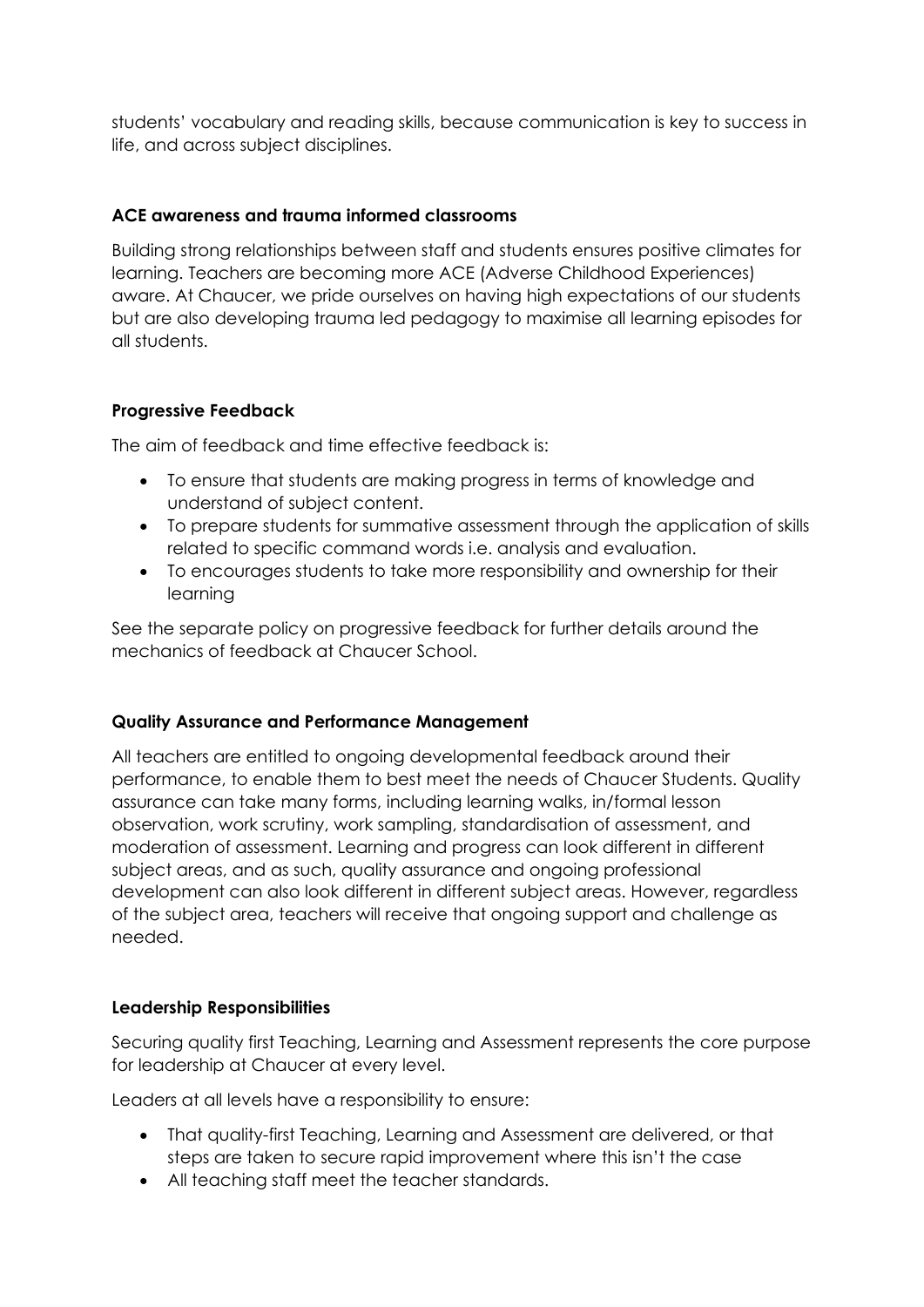students' vocabulary and reading skills, because communication is key to success in life, and across subject disciplines.

**ACE awareness and trauma informed classrooms**

Building strong relationships between staff and students ensures positive climates for learning. Teachers are becoming more ACE (Adverse Childhood Experiences) aware. At Chaucer, we pride ourselves on having high expectations of our students but are also developing trauma led pedagogy to maximise all learning episodes for all students.

**Progressive Feedback**

The aim of feedback and time effective feedback is:

- To ensure that students are making progress in terms of knowledge and understand of subject content.
- To prepare students for summative assessment through the application of skills related to specific command words i.e. analysis and evaluation.
- To encourages students to take more responsibility and ownership for their learning

See the separate policy on progressive feedback for further details around the mechanics of feedback at Chaucer School.

**Quality Assurance and Performance Management**

All teachers are entitled to ongoing developmental feedback around their performance, to enable them to best meet the needs of Chaucer Students. Quality assurance can take many forms, including learning walks, in/formal lesson observation, work scrutiny, work sampling, standardisation of assessment, and moderation of assessment. Learning and progress can look different in different subject areas, and as such, quality assurance and ongoing professional development can also look different in different subject areas. However, regardless of the subject area, teachers will receive that ongoing support and challenge as needed.

**Leadership Responsibilities**

Securing quality first Teaching, Learning and Assessment represents the core purpose for leadership at Chaucer at every level.

Leaders at all levels have a responsibility to ensure:

- That quality-first Teaching, Learning and Assessment are delivered, or that steps are taken to secure rapid improvement where this isn't the case
- All teaching staff meet the teacher standards.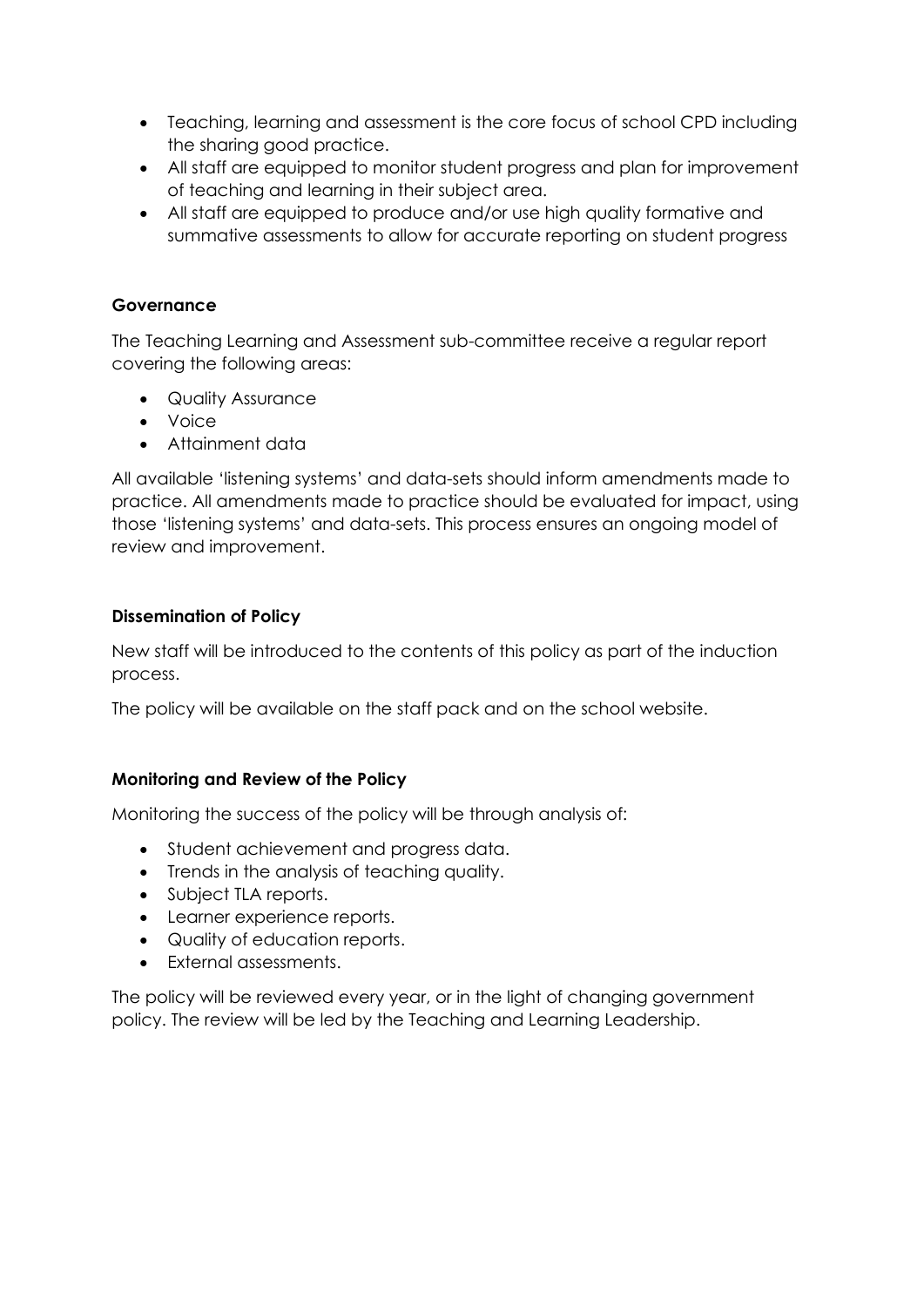- Teaching, learning and assessment is the core focus of school CPD including the sharing good practice.
- All staff are equipped to monitor student progress and plan for improvement of teaching and learning in their subject area.
- All staff are equipped to produce and/or use high quality formative and summative assessments to allow for accurate reporting on student progress

**Governance**

The Teaching Learning and Assessment sub-committee receive a regular report covering the following areas:

- Quality Assurance
- Voice
- Attainment data

All available 'listening systems' and data-sets should inform amendments made to practice. All amendments made to practice should be evaluated for impact, using those 'listening systems' and data-sets. This process ensures an ongoing model of review and improvement.

**Dissemination of Policy**

New staff will be introduced to the contents of this policy as part of the induction process.

The policy will be available on the staff pack and on the school website.

**Monitoring and Review of the Policy**

Monitoring the success of the policy will be through analysis of:

- Student achievement and progress data.
- Trends in the analysis of teaching quality.
- Subject TLA reports.
- Learner experience reports.
- Quality of education reports.
- External assessments.

The policy will be reviewed every year, or in the light of changing government policy. The review will be led by the Teaching and Learning Leadership.